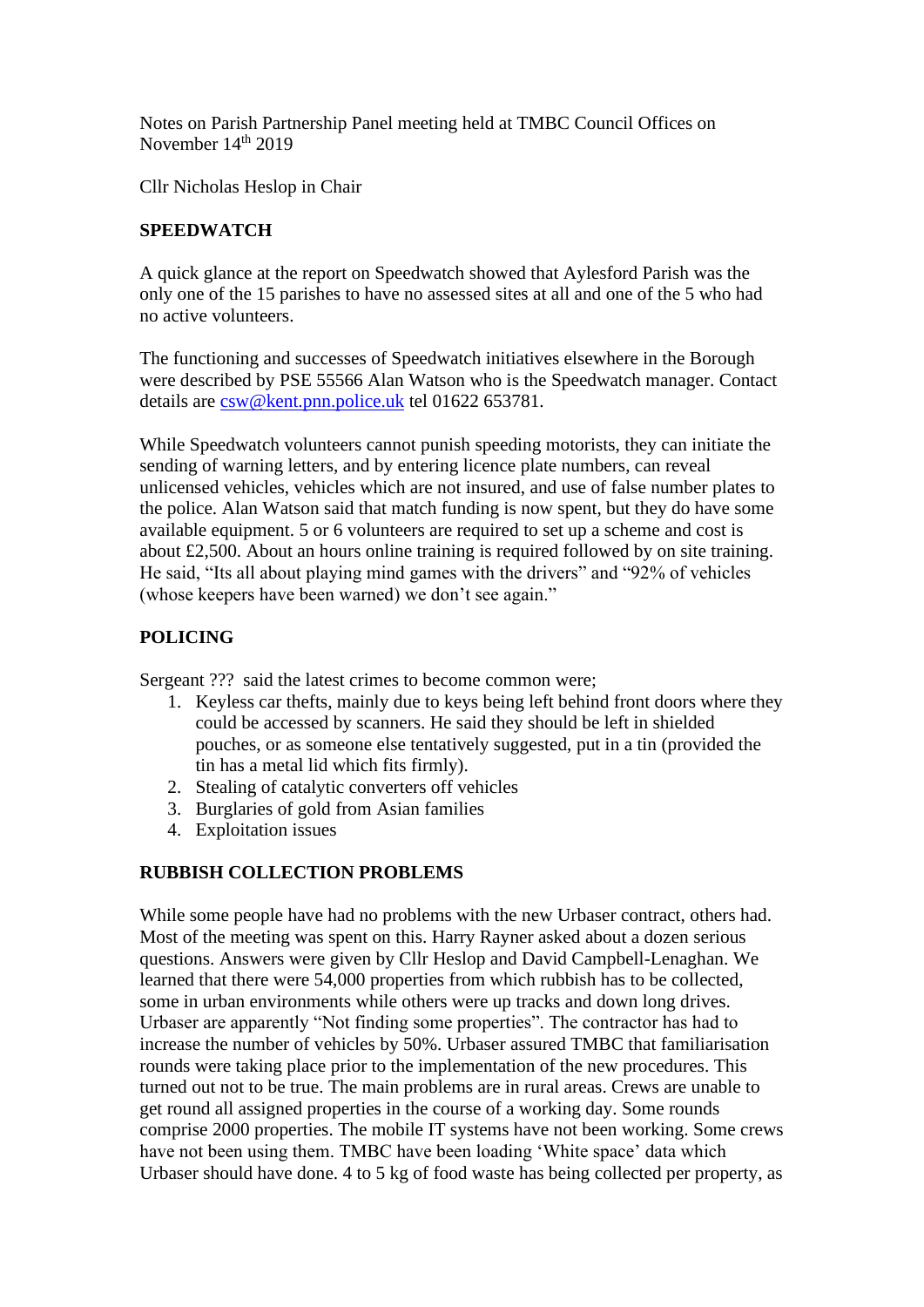Notes on Parish Partnership Panel meeting held at TMBC Council Offices on November 14th 2019

Cllr Nicholas Heslop in Chair

**SPEEDWATCH**

A quick glance at the report on Speedwatch showed that Aylesford Parish was the only one of the 15 parishes to have no assessed sites at all and one of the 5 who had no active volunteers.

The functioning and successes of Speedwatch initiatives elsewhere in the Borough were described by PSE 55566 Alan Watson who is the Speedwatch manager. Contact details are csw@kent.pnn.police.uk tel 01622 653781.

While Speedwatch volunteers cannot punish speeding motorists, they can initiate the sending of warning letters, and by entering licence plate numbers, can reveal unlicensed vehicles, vehicles which are not insured, and use of false number plates to the police. Alan Watson said that match funding is now spent, but they do have some available equipment. 5 or 6 volunteers are required to set up a scheme and cost is about £2,500. About an hours online training is required followed by on site training. He said, "Its all about playing mind games with the drivers" and "92% of vehicles (whose keepers have been warned) we don't see again."

**POLICING**

Sergeant ??? said the latest crimes to become common were;

1. Keyless car thefts, mainly due to keys being left behind front doors where they could be accessed by scanners. He said they should be left in shielded pouches, or as someone else tentatively suggested, put in a tin (provided the tin has a metal lid which fits firmly).
2. Stealing of catalytic converters off vehicles
3. Burglaries of gold from Asian families
4. Exploitation issues

**RUBBISH COLLECTION PROBLEMS**

While some people have had no problems with the new Urbaser contract, others had. Most of the meeting was spent on this. Harry Rayner asked about a dozen serious questions. Answers were given by Cllr Heslop and David Campbell-Lenaghan. We learned that there were 54,000 properties from which rubbish has to be collected, some in urban environments while others were up tracks and down long drives. Urbaser are apparently "Not finding some properties". The contractor has had to increase the number of vehicles by 50%. Urbaser assured TMBC that familiarisation rounds were taking place prior to the implementation of the new procedures. This turned out not to be true. The main problems are in rural areas. Crews are unable to get round all assigned properties in the course of a working day. Some rounds comprise 2000 properties. The mobile IT systems have not been working. Some crews have not been using them. TMBC have been loading 'White space' data which Urbaser should have done. 4 to 5 kg of food waste has being collected per property, as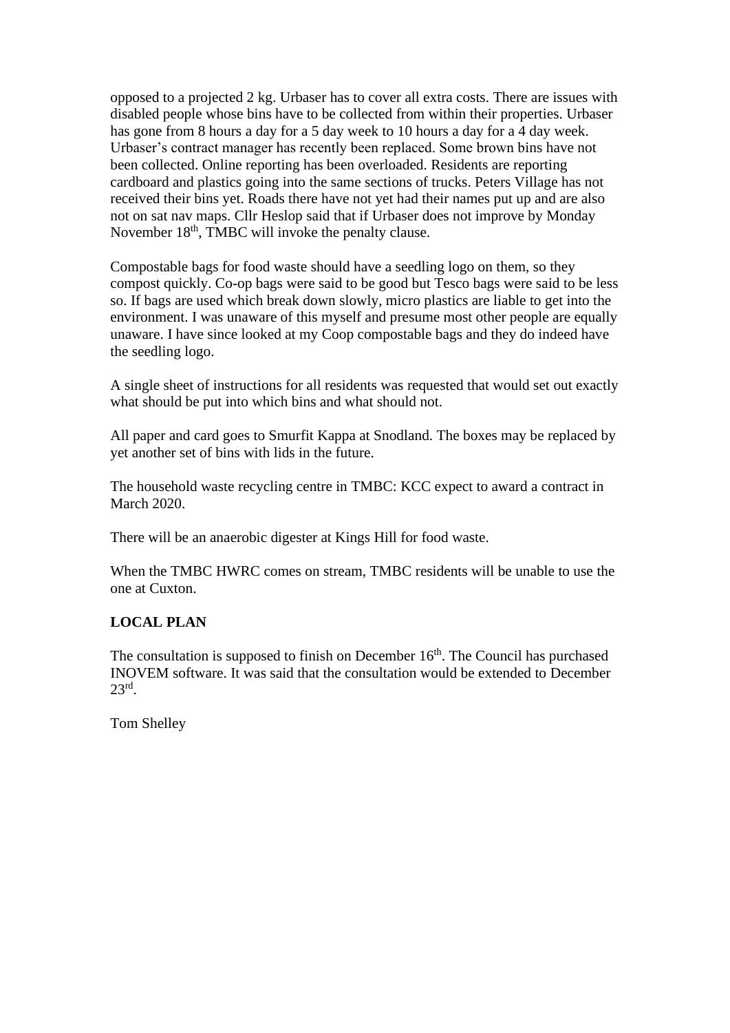opposed to a projected 2 kg. Urbaser has to cover all extra costs. There are issues with disabled people whose bins have to be collected from within their properties. Urbaser has gone from 8 hours a day for a 5 day week to 10 hours a day for a 4 day week. Urbaser's contract manager has recently been replaced. Some brown bins have not been collected. Online reporting has been overloaded. Residents are reporting cardboard and plastics going into the same sections of trucks. Peters Village has not received their bins yet. Roads there have not yet had their names put up and are also not on sat nav maps. Cllr Heslop said that if Urbaser does not improve by Monday November 18th, TMBC will invoke the penalty clause.

Compostable bags for food waste should have a seedling logo on them, so they compost quickly. Co-op bags were said to be good but Tesco bags were said to be less so. If bags are used which break down slowly, micro plastics are liable to get into the environment. I was unaware of this myself and presume most other people are equally unaware. I have since looked at my Coop compostable bags and they do indeed have the seedling logo.

A single sheet of instructions for all residents was requested that would set out exactly what should be put into which bins and what should not.

All paper and card goes to Smurfit Kappa at Snodland. The boxes may be replaced by yet another set of bins with lids in the future.

The household waste recycling centre in TMBC: KCC expect to award a contract in March 2020.

There will be an anaerobic digester at Kings Hill for food waste.

When the TMBC HWRC comes on stream, TMBC residents will be unable to use the one at Cuxton.

**LOCAL PLAN**

The consultation is supposed to finish on December 16th. The Council has purchased INOVEM software. It was said that the consultation would be extended to December 23rd.

Tom Shelley